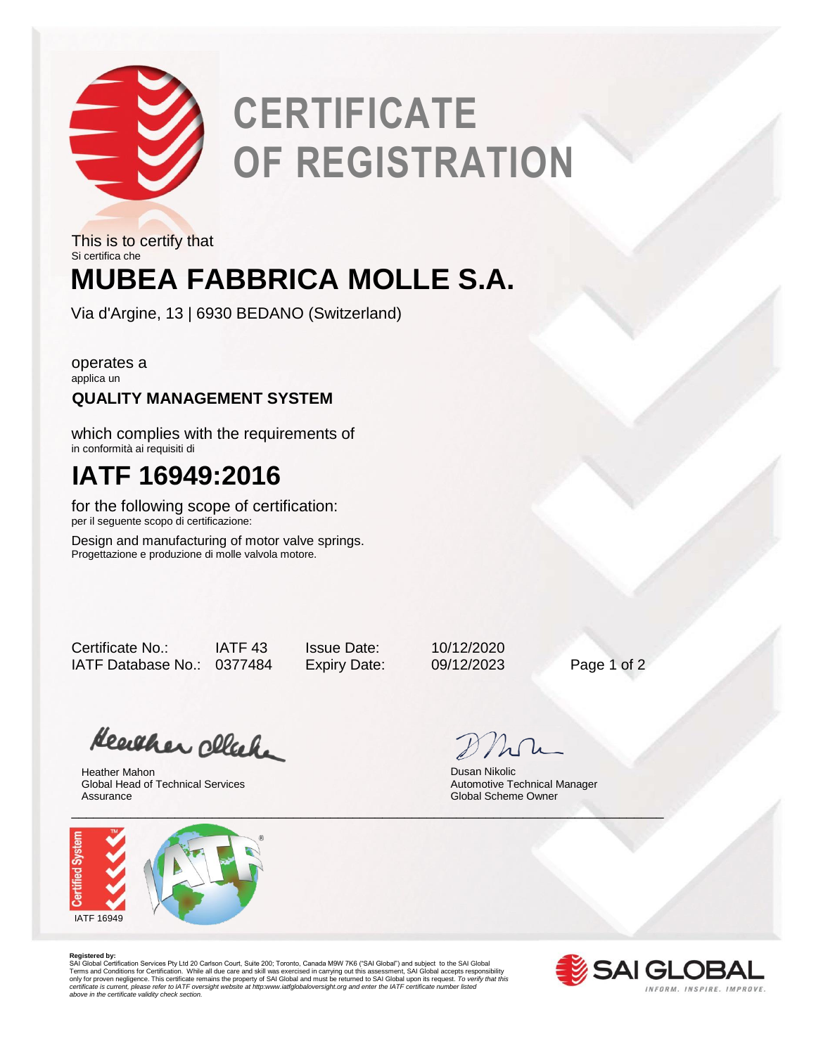# CERTIFICATE OF REGISTRATION

This is to certify that
Si certifica che

## MUBEA FABBRICA MOLLE S.A.

Via d'Argine, 13 | 6930 BEDANO (Switzerland)

operates a
applica un

**QUALITY MANAGEMENT SYSTEM**

which complies with the requirements of
in conformità ai requisiti di

## IATF 16949:2016

for the following scope of certification:
per il seguente scopo di certificazione:

Design and manufacturing of motor valve springs.
Progettazione e produzione di molle valvola motore.

| | | | |
|---|---|---|---|
| Certificate No.: | IATF 43 | Issue Date: | 10/12/2020 |
| IATF Database No.: | 0377484 | Expiry Date: | 09/12/2023 |

Heather Mahon
Global Head of Technical Services
Assurance

Dusan Nikolic
Automotive Technical Manager
Global Scheme Owner

IATF 16949

**Registered by:**
SAI Global Certification Services Pty Ltd 20 Carlson Court, Suite 200; Toronto, Canada M9W 7K6 ("SAI Global") and subject to the SAI Global Terms and Conditions for Certification. While all due care and skill was exercised in carrying out this assessment, SAI Global accepts responsibility only for proven negligence. This certificate remains the property of SAI Global and must be returned to SAI Global upon its request. *To verify that this certificate is current, please refer to IATF oversight website at http:www.iatfglobaloversight.org and enter the IATF certificate number listed above in the certificate validity check section.*

SAI GLOBAL
INFORM. INSPIRE. IMPROVE.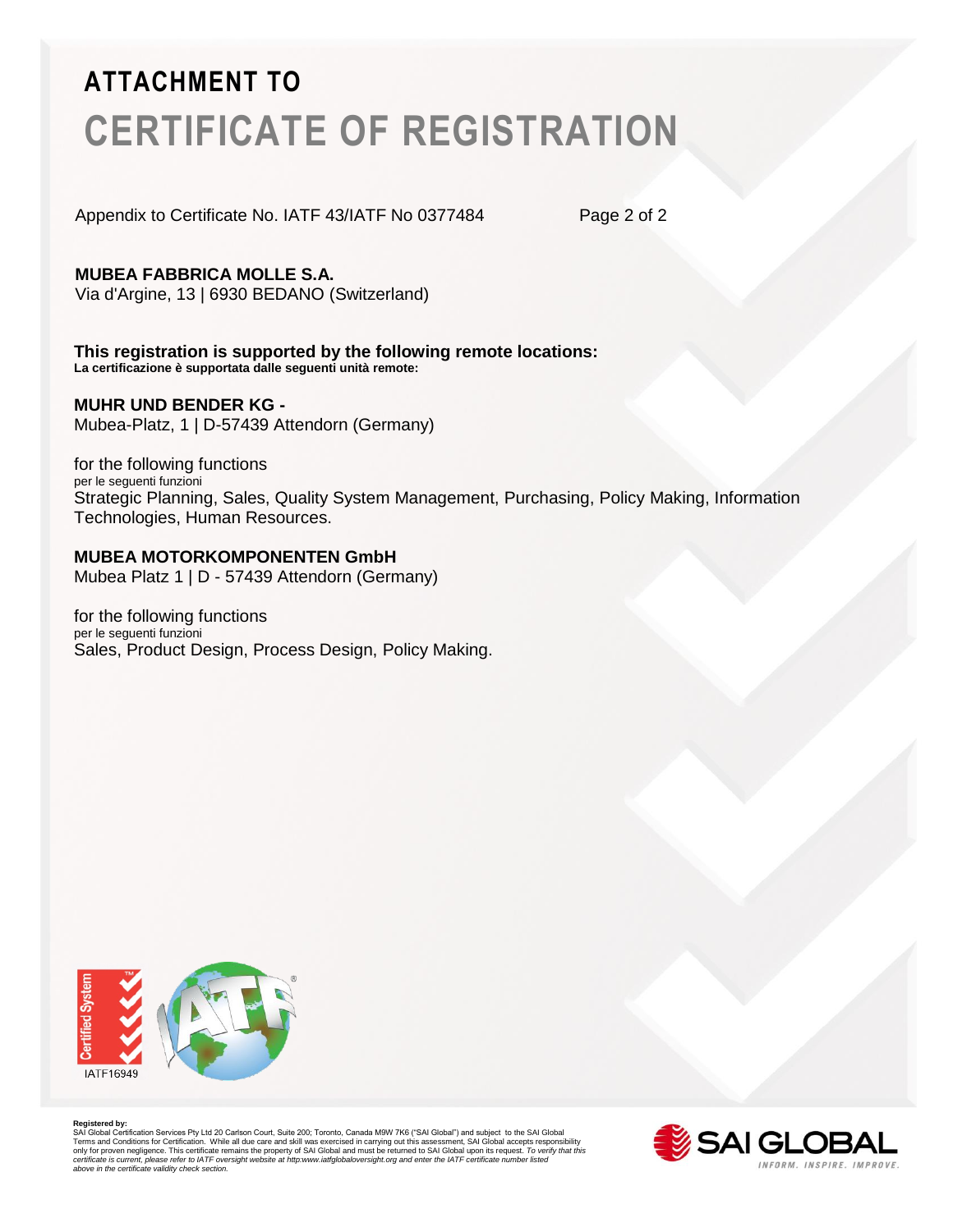# ATTACHMENT TO

# CERTIFICATE OF REGISTRATION

Appendix to Certificate No. IATF 43/IATF No 0377484

**MUBEA FABBRICA MOLLE S.A.**
Via d'Argine, 13 | 6930 BEDANO (Switzerland)

**This registration is supported by the following remote locations:**
**La certificazione è supportata dalle seguenti unità remote:**

**MUHR UND BENDER KG -**
Mubea-Platz, 1 | D-57439 Attendorn (Germany)

for the following functions
per le seguenti funzioni
Strategic Planning, Sales, Quality System Management, Purchasing, Policy Making, Information Technologies, Human Resources.

**MUBEA MOTORKOMPONENTEN GmbH**
Mubea Platz 1 | D - 57439 Attendorn (Germany)

for the following functions
per le seguenti funzioni
Sales, Product Design, Process Design, Policy Making.

Certified System
IATF16949

**Registered by:**
SAI Global Certification Services Pty Ltd 20 Carlson Court, Suite 200; Toronto, Canada M9W 7K6 ("SAI Global") and subject to the SAI Global Terms and Conditions for Certification. While all due care and skill was exercised in carrying out this assessment, SAI Global accepts responsibility only for proven negligence. This certificate remains the property of SAI Global and must be returned to SAI Global upon its request. *To verify that this certificate is current, please refer to IATF oversight website at http:www.iatfglobaloversight.org and enter the IATF certificate number listed above in the certificate validity check section.*

SAI GLOBAL
INFORM. INSPIRE. IMPROVE.